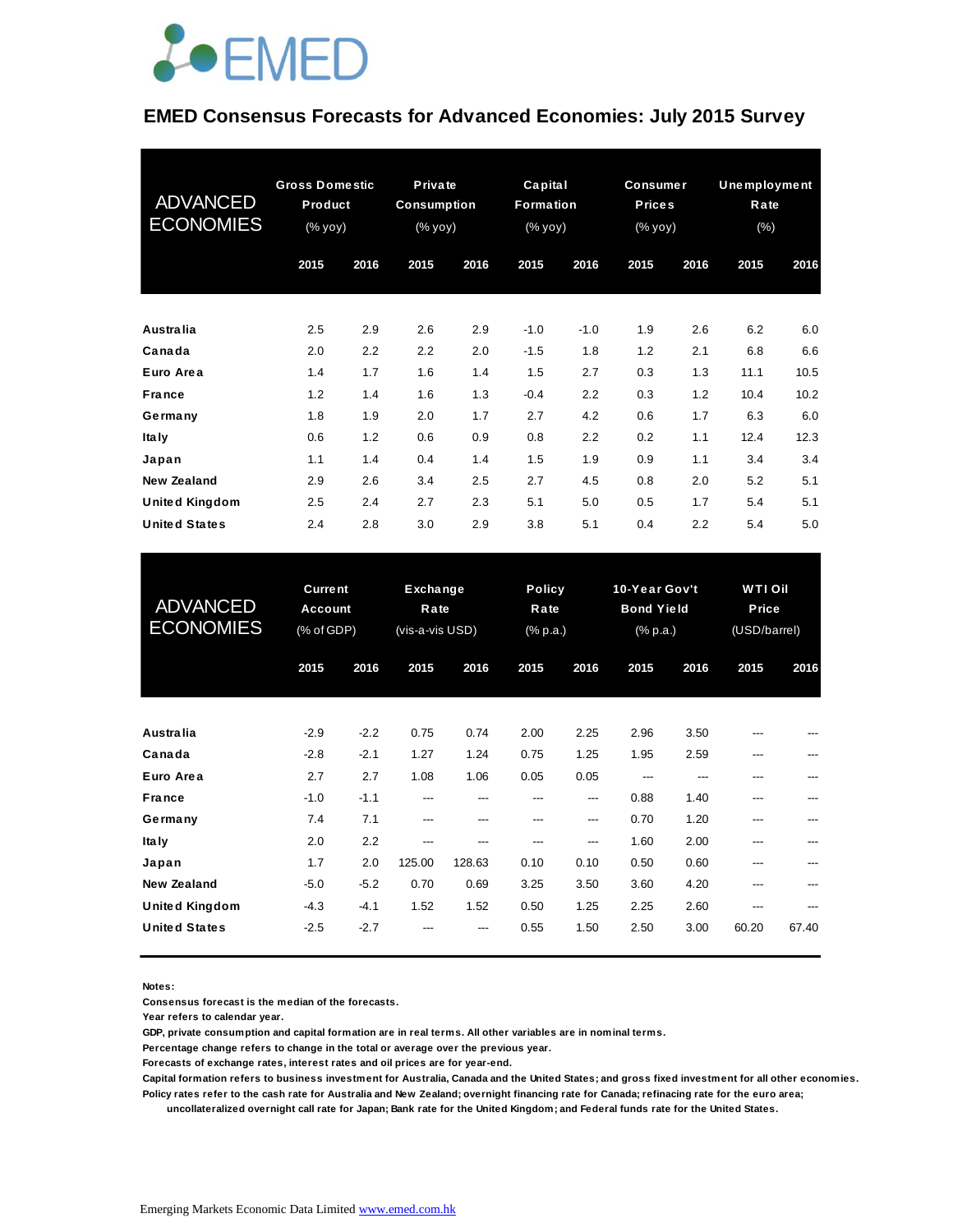EMED

# EMED Consensus Forecasts for Advanced Economies: July 2015 Survey

| ADVANCED ECONOMIES | Gross Domestic Product (% yoy) | | Private Consumption (% yoy) | | Capital Formation (% yoy) | | Consumer Prices (% yoy) | | Unemployment Rate (%) | |
|---|---|---|---|---|---|---|---|---|---|---|
| | 2015 | 2016 | 2015 | 2016 | 2015 | 2016 | 2015 | 2016 | 2015 | 2016 |
| Australia | 2.5 | 2.9 | 2.6 | 2.9 | -1.0 | -1.0 | 1.9 | 2.6 | 6.2 | 6.0 |
| Canada | 2.0 | 2.2 | 2.2 | 2.0 | -1.5 | 1.8 | 1.2 | 2.1 | 6.8 | 6.6 |
| Euro Area | 1.4 | 1.7 | 1.6 | 1.4 | 1.5 | 2.7 | 0.3 | 1.3 | 11.1 | 10.5 |
| France | 1.2 | 1.4 | 1.6 | 1.3 | -0.4 | 2.2 | 0.3 | 1.2 | 10.4 | 10.2 |
| Germany | 1.8 | 1.9 | 2.0 | 1.7 | 2.7 | 4.2 | 0.6 | 1.7 | 6.3 | 6.0 |
| Italy | 0.6 | 1.2 | 0.6 | 0.9 | 0.8 | 2.2 | 0.2 | 1.1 | 12.4 | 12.3 |
| Japan | 1.1 | 1.4 | 0.4 | 1.4 | 1.5 | 1.9 | 0.9 | 1.1 | 3.4 | 3.4 |
| New Zealand | 2.9 | 2.6 | 3.4 | 2.5 | 2.7 | 4.5 | 0.8 | 2.0 | 5.2 | 5.1 |
| United Kingdom | 2.5 | 2.4 | 2.7 | 2.3 | 5.1 | 5.0 | 0.5 | 1.7 | 5.4 | 5.1 |
| United States | 2.4 | 2.8 | 3.0 | 2.9 | 3.8 | 5.1 | 0.4 | 2.2 | 5.4 | 5.0 |

| ADVANCED ECONOMIES | Current Account (% of GDP) | | Exchange Rate (vis-a-vis USD) | | Policy Rate (% p.a.) | | 10-Year Gov't Bond Yield (% p.a.) | | WTI Oil Price (USD/barrel) | |
|---|---|---|---|---|---|---|---|---|---|---|
| | 2015 | 2016 | 2015 | 2016 | 2015 | 2016 | 2015 | 2016 | 2015 | 2016 |
| Australia | -2.9 | -2.2 | 0.75 | 0.74 | 2.00 | 2.25 | 2.96 | 3.50 | --- | --- |
| Canada | -2.8 | -2.1 | 1.27 | 1.24 | 0.75 | 1.25 | 1.95 | 2.59 | --- | --- |
| Euro Area | 2.7 | 2.7 | 1.08 | 1.06 | 0.05 | 0.05 | --- | --- | --- | --- |
| France | -1.0 | -1.1 | --- | --- | --- | --- | 0.88 | 1.40 | --- | --- |
| Germany | 7.4 | 7.1 | --- | --- | --- | --- | 0.70 | 1.20 | --- | --- |
| Italy | 2.0 | 2.2 | --- | --- | --- | --- | 1.60 | 2.00 | --- | --- |
| Japan | 1.7 | 2.0 | 125.00 | 128.63 | 0.10 | 0.10 | 0.50 | 0.60 | --- | --- |
| New Zealand | -5.0 | -5.2 | 0.70 | 0.69 | 3.25 | 3.50 | 3.60 | 4.20 | --- | --- |
| United Kingdom | -4.3 | -4.1 | 1.52 | 1.52 | 0.50 | 1.25 | 2.25 | 2.60 | --- | --- |
| United States | -2.5 | -2.7 | --- | --- | 0.55 | 1.50 | 2.50 | 3.00 | 60.20 | 67.40 |

Notes:

Consensus forecast is the median of the forecasts.

Year refers to calendar year.

GDP, private consumption and capital formation are in real terms. All other variables are in nominal terms.

Percentage change refers to change in the total or average over the previous year.

Forecasts of exchange rates, interest rates and oil prices are for year-end.

Capital formation refers to business investment for Australia, Canada and the United States; and gross fixed investment for all other economies.

Policy rates refer to the cash rate for Australia and New Zealand; overnight financing rate for Canada; refinacing rate for the euro area; uncollateralized overnight call rate for Japan; Bank rate for the United Kingdom; and Federal funds rate for the United States.

Emerging Markets Economic Data Limited www.emed.com.hk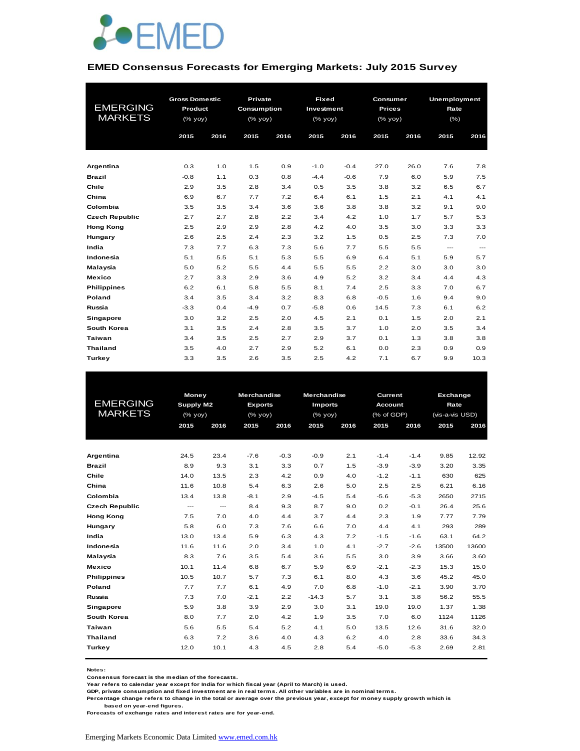EMED

## EMED Consensus Forecasts for Emerging Markets: July 2015 Survey

| EMERGING MARKETS | Gross Domestic Product (% yoy) | | Private Consumption (% yoy) | | Fixed Investment (% yoy) | | Consumer Prices (% yoy) | | Unemployment Rate (%) | |
|---|---|---|---|---|---|---|---|---|---|---|
| | 2015 | 2016 | 2015 | 2016 | 2015 | 2016 | 2015 | 2016 | 2015 | 2016 |
| **Argentina** | 0.3 | 1.0 | 1.5 | 0.9 | -1.0 | -0.4 | 27.0 | 26.0 | 7.6 | 7.8 |
| **Brazil** | -0.8 | 1.1 | 0.3 | 0.8 | -4.4 | -0.6 | 7.9 | 6.0 | 5.9 | 7.5 |
| **Chile** | 2.9 | 3.5 | 2.8 | 3.4 | 0.5 | 3.5 | 3.8 | 3.2 | 6.5 | 6.7 |
| **China** | 6.9 | 6.7 | 7.7 | 7.2 | 6.4 | 6.1 | 1.5 | 2.1 | 4.1 | 4.1 |
| **Colombia** | 3.5 | 3.5 | 3.4 | 3.6 | 3.6 | 3.8 | 3.8 | 3.2 | 9.1 | 9.0 |
| **Czech Republic** | 2.7 | 2.7 | 2.8 | 2.2 | 3.4 | 4.2 | 1.0 | 1.7 | 5.7 | 5.3 |
| **Hong Kong** | 2.5 | 2.9 | 2.9 | 2.8 | 4.2 | 4.0 | 3.5 | 3.0 | 3.3 | 3.3 |
| **Hungary** | 2.6 | 2.5 | 2.4 | 2.3 | 3.2 | 1.5 | 0.5 | 2.5 | 7.3 | 7.0 |
| **India** | 7.3 | 7.7 | 6.3 | 7.3 | 5.6 | 7.7 | 5.5 | 5.5 | --- | --- |
| **Indonesia** | 5.1 | 5.5 | 5.1 | 5.3 | 5.5 | 6.9 | 6.4 | 5.1 | 5.9 | 5.7 |
| **Malaysia** | 5.0 | 5.2 | 5.5 | 4.4 | 5.5 | 5.5 | 2.2 | 3.0 | 3.0 | 3.0 |
| **Mexico** | 2.7 | 3.3 | 2.9 | 3.6 | 4.9 | 5.2 | 3.2 | 3.4 | 4.4 | 4.3 |
| **Philippines** | 6.2 | 6.1 | 5.8 | 5.5 | 8.1 | 7.4 | 2.5 | 3.3 | 7.0 | 6.7 |
| **Poland** | 3.4 | 3.5 | 3.4 | 3.2 | 8.3 | 6.8 | -0.5 | 1.6 | 9.4 | 9.0 |
| **Russia** | -3.3 | 0.4 | -4.9 | 0.7 | -5.8 | 0.6 | 14.5 | 7.3 | 6.1 | 6.2 |
| **Singapore** | 3.0 | 3.2 | 2.5 | 2.0 | 4.5 | 2.1 | 0.1 | 1.5 | 2.0 | 2.1 |
| **South Korea** | 3.1 | 3.5 | 2.4 | 2.8 | 3.5 | 3.7 | 1.0 | 2.0 | 3.5 | 3.4 |
| **Taiwan** | 3.4 | 3.5 | 2.5 | 2.7 | 2.9 | 3.7 | 0.1 | 1.3 | 3.8 | 3.8 |
| **Thailand** | 3.5 | 4.0 | 2.7 | 2.9 | 5.2 | 6.1 | 0.0 | 2.3 | 0.9 | 0.9 |
| **Turkey** | 3.3 | 3.5 | 2.6 | 3.5 | 2.5 | 4.2 | 7.1 | 6.7 | 9.9 | 10.3 |

| EMERGING MARKETS | Money Supply M2 (% yoy) | | Merchandise Exports (% yoy) | | Merchandise Imports (% yoy) | | Current Account (% of GDP) | | Exchange Rate (vis-a-vis USD) | |
|---|---|---|---|---|---|---|---|---|---|---|
| | 2015 | 2016 | 2015 | 2016 | 2015 | 2016 | 2015 | 2016 | 2015 | 2016 |
| **Argentina** | 24.5 | 23.4 | -7.6 | -0.3 | -0.9 | 2.1 | -1.4 | -1.4 | 9.85 | 12.92 |
| **Brazil** | 8.9 | 9.3 | 3.1 | 3.3 | 0.7 | 1.5 | -3.9 | -3.9 | 3.20 | 3.35 |
| **Chile** | 14.0 | 13.5 | 2.3 | 4.2 | 0.9 | 4.0 | -1.2 | -1.1 | 630 | 625 |
| **China** | 11.6 | 10.8 | 5.4 | 6.3 | 2.6 | 5.0 | 2.5 | 2.5 | 6.21 | 6.16 |
| **Colombia** | 13.4 | 13.8 | -8.1 | 2.9 | -4.5 | 5.4 | -5.6 | -5.3 | 2650 | 2715 |
| **Czech Republic** | --- | --- | 8.4 | 9.3 | 8.7 | 9.0 | 0.2 | -0.1 | 26.4 | 25.6 |
| **Hong Kong** | 7.5 | 7.0 | 4.0 | 4.4 | 3.7 | 4.4 | 2.3 | 1.9 | 7.77 | 7.79 |
| **Hungary** | 5.8 | 6.0 | 7.3 | 7.6 | 6.6 | 7.0 | 4.4 | 4.1 | 293 | 289 |
| **India** | 13.0 | 13.4 | 5.9 | 6.3 | 4.3 | 7.2 | -1.5 | -1.6 | 63.1 | 64.2 |
| **Indonesia** | 11.6 | 11.6 | 2.0 | 3.4 | 1.0 | 4.1 | -2.7 | -2.6 | 13500 | 13600 |
| **Malaysia** | 8.3 | 7.6 | 3.5 | 5.4 | 3.6 | 5.5 | 3.0 | 3.9 | 3.66 | 3.60 |
| **Mexico** | 10.1 | 11.4 | 6.8 | 6.7 | 5.9 | 6.9 | -2.1 | -2.3 | 15.3 | 15.0 |
| **Philippines** | 10.5 | 10.7 | 5.7 | 7.3 | 6.1 | 8.0 | 4.3 | 3.6 | 45.2 | 45.0 |
| **Poland** | 7.7 | 7.7 | 6.1 | 4.9 | 7.0 | 6.8 | -1.0 | -2.1 | 3.90 | 3.70 |
| **Russia** | 7.3 | 7.0 | -2.1 | 2.2 | -14.3 | 5.7 | 3.1 | 3.8 | 56.2 | 55.5 |
| **Singapore** | 5.9 | 3.8 | 3.9 | 2.9 | 3.0 | 3.1 | 19.0 | 19.0 | 1.37 | 1.38 |
| **South Korea** | 8.0 | 7.7 | 2.0 | 4.2 | 1.9 | 3.5 | 7.0 | 6.0 | 1124 | 1126 |
| **Taiwan** | 5.6 | 5.5 | 5.4 | 5.2 | 4.1 | 5.0 | 13.5 | 12.6 | 31.6 | 32.0 |
| **Thailand** | 6.3 | 7.2 | 3.6 | 4.0 | 4.3 | 6.2 | 4.0 | 2.8 | 33.6 | 34.3 |
| **Turkey** | 12.0 | 10.1 | 4.3 | 4.5 | 2.8 | 5.4 | -5.0 | -5.3 | 2.69 | 2.81 |

**Notes:**
**Consensus forecast is the median of the forecasts.**
**Year refers to calendar year except for India for which fiscal year (April to March) is used.**
**GDP, private consumption and fixed investment are in real terms. All other variables are in nominal terms.**
**Percentage change refers to change in the total or average over the previous year, except for money supply growth which is based on year-end figures.**
**Forecasts of exchange rates and interest rates are for year-end.**

Emerging Markets Economic Data Limited www.emed.com.hk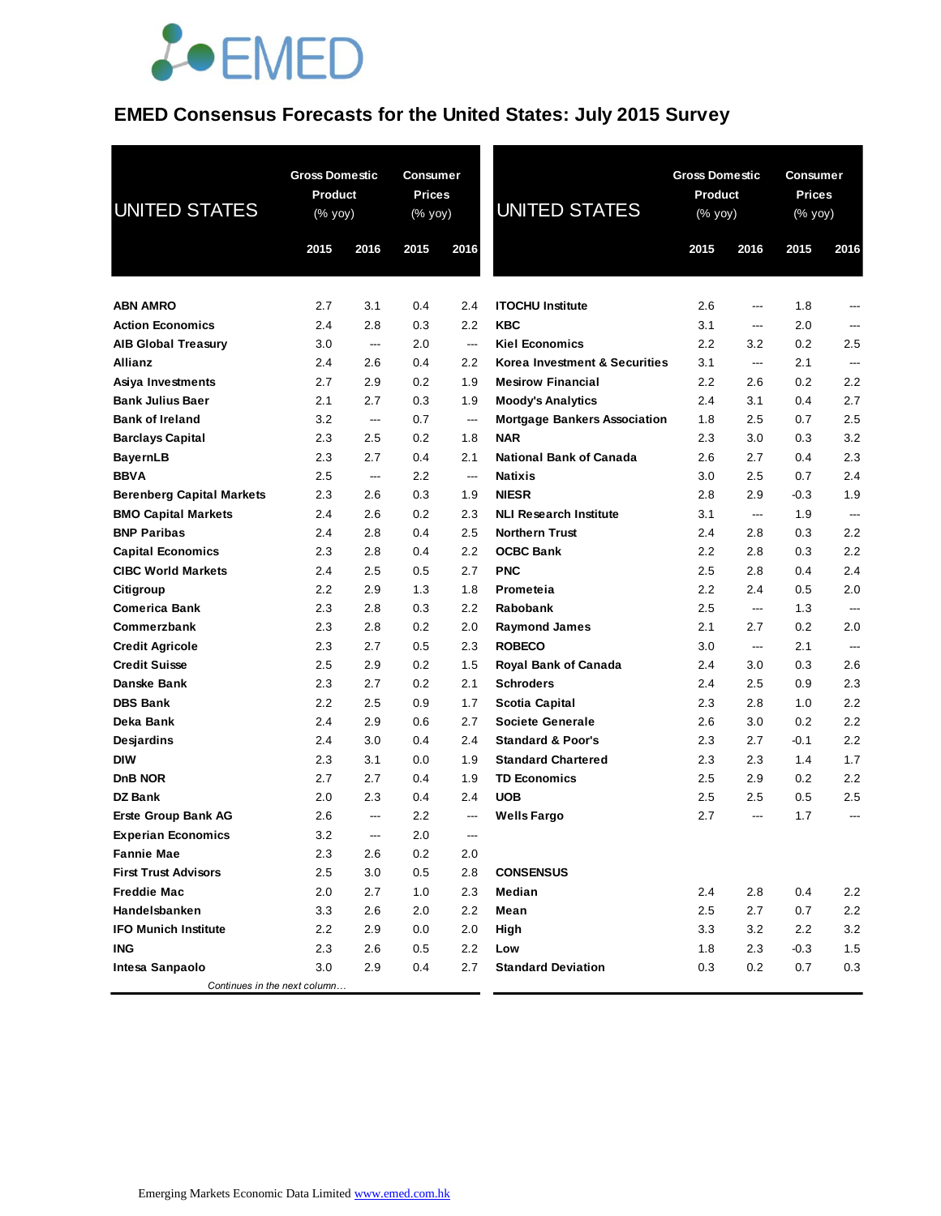EMED

# EMED Consensus Forecasts for the United States: July 2015 Survey

| UNITED STATES | Gross Domestic Product (% yoy) | | Consumer Prices (% yoy) | |
|---|---|---|---|---|
| | 2015 | 2016 | 2015 | 2016 |
| **ABN AMRO** | 2.7 | 3.1 | 0.4 | 2.4 |
| **Action Economics** | 2.4 | 2.8 | 0.3 | 2.2 |
| **AIB Global Treasury** | 3.0 | --- | 2.0 | --- |
| **Allianz** | 2.4 | 2.6 | 0.4 | 2.2 |
| **Asiya Investments** | 2.7 | 2.9 | 0.2 | 1.9 |
| **Bank Julius Baer** | 2.1 | 2.7 | 0.3 | 1.9 |
| **Bank of Ireland** | 3.2 | --- | 0.7 | --- |
| **Barclays Capital** | 2.3 | 2.5 | 0.2 | 1.8 |
| **BayernLB** | 2.3 | 2.7 | 0.4 | 2.1 |
| **BBVA** | 2.5 | --- | 2.2 | --- |
| **Berenberg Capital Markets** | 2.3 | 2.6 | 0.3 | 1.9 |
| **BMO Capital Markets** | 2.4 | 2.6 | 0.2 | 2.3 |
| **BNP Paribas** | 2.4 | 2.8 | 0.4 | 2.5 |
| **Capital Economics** | 2.3 | 2.8 | 0.4 | 2.2 |
| **CIBC World Markets** | 2.4 | 2.5 | 0.5 | 2.7 |
| **Citigroup** | 2.2 | 2.9 | 1.3 | 1.8 |
| **Comerica Bank** | 2.3 | 2.8 | 0.3 | 2.2 |
| **Commerzbank** | 2.3 | 2.8 | 0.2 | 2.0 |
| **Credit Agricole** | 2.3 | 2.7 | 0.5 | 2.3 |
| **Credit Suisse** | 2.5 | 2.9 | 0.2 | 1.5 |
| **Danske Bank** | 2.3 | 2.7 | 0.2 | 2.1 |
| **DBS Bank** | 2.2 | 2.5 | 0.9 | 1.7 |
| **Deka Bank** | 2.4 | 2.9 | 0.6 | 2.7 |
| **Desjardins** | 2.4 | 3.0 | 0.4 | 2.4 |
| **DIW** | 2.3 | 3.1 | 0.0 | 1.9 |
| **DnB NOR** | 2.7 | 2.7 | 0.4 | 1.9 |
| **DZ Bank** | 2.0 | 2.3 | 0.4 | 2.4 |
| **Erste Group Bank AG** | 2.6 | --- | 2.2 | --- |
| **Experian Economics** | 3.2 | --- | 2.0 | --- |
| **Fannie Mae** | 2.3 | 2.6 | 0.2 | 2.0 |
| **First Trust Advisors** | 2.5 | 3.0 | 0.5 | 2.8 |
| **Freddie Mac** | 2.0 | 2.7 | 1.0 | 2.3 |
| **Handelsbanken** | 3.3 | 2.6 | 2.0 | 2.2 |
| **IFO Munich Institute** | 2.2 | 2.9 | 0.0 | 2.0 |
| **ING** | 2.3 | 2.6 | 0.5 | 2.2 |
| **Intesa Sanpaolo** | 3.0 | 2.9 | 0.4 | 2.7 |
| **ITOCHU Institute** | 2.6 | --- | 1.8 | --- |
| **KBC** | 3.1 | --- | 2.0 | --- |
| **Kiel Economics** | 2.2 | 3.2 | 0.2 | 2.5 |
| **Korea Investment & Securities** | 3.1 | --- | 2.1 | --- |
| **Mesirow Financial** | 2.2 | 2.6 | 0.2 | 2.2 |
| **Moody's Analytics** | 2.4 | 3.1 | 0.4 | 2.7 |
| **Mortgage Bankers Association** | 1.8 | 2.5 | 0.7 | 2.5 |
| **NAR** | 2.3 | 3.0 | 0.3 | 3.2 |
| **National Bank of Canada** | 2.6 | 2.7 | 0.4 | 2.3 |
| **Natixis** | 3.0 | 2.5 | 0.7 | 2.4 |
| **NIESR** | 2.8 | 2.9 | -0.3 | 1.9 |
| **NLI Research Institute** | 3.1 | --- | 1.9 | --- |
| **Northern Trust** | 2.4 | 2.8 | 0.3 | 2.2 |
| **OCBC Bank** | 2.2 | 2.8 | 0.3 | 2.2 |
| **PNC** | 2.5 | 2.8 | 0.4 | 2.4 |
| **Prometeia** | 2.2 | 2.4 | 0.5 | 2.0 |
| **Rabobank** | 2.5 | --- | 1.3 | --- |
| **Raymond James** | 2.1 | 2.7 | 0.2 | 2.0 |
| **ROBECO** | 3.0 | --- | 2.1 | --- |
| **Royal Bank of Canada** | 2.4 | 3.0 | 0.3 | 2.6 |
| **Schroders** | 2.4 | 2.5 | 0.9 | 2.3 |
| **Scotia Capital** | 2.3 | 2.8 | 1.0 | 2.2 |
| **Societe Generale** | 2.6 | 3.0 | 0.2 | 2.2 |
| **Standard & Poor's** | 2.3 | 2.7 | -0.1 | 2.2 |
| **Standard Chartered** | 2.3 | 2.3 | 1.4 | 1.7 |
| **TD Economics** | 2.5 | 2.9 | 0.2 | 2.2 |
| **UOB** | 2.5 | 2.5 | 0.5 | 2.5 |
| **Wells Fargo** | 2.7 | --- | 1.7 | --- |
| **CONSENSUS** | | | | |
| **Median** | 2.4 | 2.8 | 0.4 | 2.2 |
| **Mean** | 2.5 | 2.7 | 0.7 | 2.2 |
| **High** | 3.3 | 3.2 | 2.2 | 3.2 |
| **Low** | 1.8 | 2.3 | -0.3 | 1.5 |
| **Standard Deviation** | 0.3 | 0.2 | 0.7 | 0.3 |

Emerging Markets Economic Data Limited www.emed.com.hk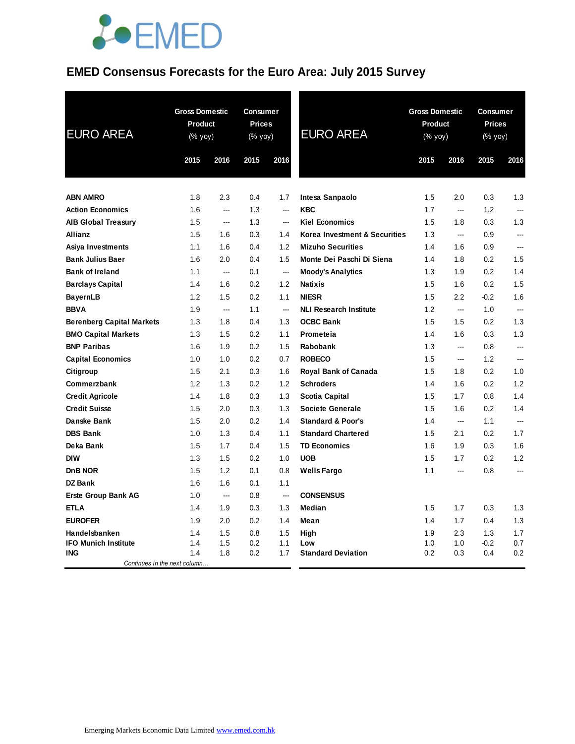# EMED Consensus Forecasts for the Euro Area: July 2015 Survey

| EURO AREA | Gross Domestic Product (% yoy) | | Consumer Prices (% yoy) | |
|---|---|---|---|---|
| | 2015 | 2016 | 2015 | 2016 |
| ABN AMRO | 1.8 | 2.3 | 0.4 | 1.7 |
| Action Economics | 1.6 | --- | 1.3 | --- |
| AIB Global Treasury | 1.5 | --- | 1.3 | --- |
| Allianz | 1.5 | 1.6 | 0.3 | 1.4 |
| Asiya Investments | 1.1 | 1.6 | 0.4 | 1.2 |
| Bank Julius Baer | 1.6 | 2.0 | 0.4 | 1.5 |
| Bank of Ireland | 1.1 | --- | 0.1 | --- |
| Barclays Capital | 1.4 | 1.6 | 0.2 | 1.2 |
| BayernLB | 1.2 | 1.5 | 0.2 | 1.1 |
| BBVA | 1.9 | --- | 1.1 | --- |
| Berenberg Capital Markets | 1.3 | 1.8 | 0.4 | 1.3 |
| BMO Capital Markets | 1.3 | 1.5 | 0.2 | 1.1 |
| BNP Paribas | 1.6 | 1.9 | 0.2 | 1.5 |
| Capital Economics | 1.0 | 1.0 | 0.2 | 0.7 |
| Citigroup | 1.5 | 2.1 | 0.3 | 1.6 |
| Commerzbank | 1.2 | 1.3 | 0.2 | 1.2 |
| Credit Agricole | 1.4 | 1.8 | 0.3 | 1.3 |
| Credit Suisse | 1.5 | 2.0 | 0.3 | 1.3 |
| Danske Bank | 1.5 | 2.0 | 0.2 | 1.4 |
| DBS Bank | 1.0 | 1.3 | 0.4 | 1.1 |
| Deka Bank | 1.5 | 1.7 | 0.4 | 1.5 |
| DIW | 1.3 | 1.5 | 0.2 | 1.0 |
| DnB NOR | 1.5 | 1.2 | 0.1 | 0.8 |
| DZ Bank | 1.6 | 1.6 | 0.1 | 1.1 |
| Erste Group Bank AG | 1.0 | --- | 0.8 | --- |
| ETLA | 1.4 | 1.9 | 0.3 | 1.3 |
| EUROFER | 1.9 | 2.0 | 0.2 | 1.4 |
| Handelsbanken | 1.4 | 1.5 | 0.8 | 1.5 |
| IFO Munich Institute | 1.4 | 1.5 | 0.2 | 1.1 |
| ING | 1.4 | 1.8 | 0.2 | 1.7 |
| Intesa Sanpaolo | 1.5 | 2.0 | 0.3 | 1.3 |
| KBC | 1.7 | --- | 1.2 | --- |
| Kiel Economics | 1.5 | 1.8 | 0.3 | 1.3 |
| Korea Investment & Securities | 1.3 | --- | 0.9 | --- |
| Mizuho Securities | 1.4 | 1.6 | 0.9 | --- |
| Monte Dei Paschi Di Siena | 1.4 | 1.8 | 0.2 | 1.5 |
| Moody's Analytics | 1.3 | 1.9 | 0.2 | 1.4 |
| Natixis | 1.5 | 1.6 | 0.2 | 1.5 |
| NIESR | 1.5 | 2.2 | -0.2 | 1.6 |
| NLI Research Institute | 1.2 | --- | 1.0 | --- |
| OCBC Bank | 1.5 | 1.5 | 0.2 | 1.3 |
| Prometeia | 1.4 | 1.6 | 0.3 | 1.3 |
| Rabobank | 1.3 | --- | 0.8 | --- |
| ROBECO | 1.5 | --- | 1.2 | --- |
| Royal Bank of Canada | 1.5 | 1.8 | 0.2 | 1.0 |
| Schroders | 1.4 | 1.6 | 0.2 | 1.2 |
| Scotia Capital | 1.5 | 1.7 | 0.8 | 1.4 |
| Societe Generale | 1.5 | 1.6 | 0.2 | 1.4 |
| Standard & Poor's | 1.4 | --- | 1.1 | --- |
| Standard Chartered | 1.5 | 2.1 | 0.2 | 1.7 |
| TD Economics | 1.6 | 1.9 | 0.3 | 1.6 |
| UOB | 1.5 | 1.7 | 0.2 | 1.2 |
| Wells Fargo | 1.1 | --- | 0.8 | --- |
| **CONSENSUS** | | | | |
| Median | 1.5 | 1.7 | 0.3 | 1.3 |
| Mean | 1.4 | 1.7 | 0.4 | 1.3 |
| High | 1.9 | 2.3 | 1.3 | 1.7 |
| Low | 1.0 | 1.0 | -0.2 | 0.7 |
| Standard Deviation | 0.2 | 0.3 | 0.4 | 0.2 |

*Continues in the next column…*

Emerging Markets Economic Data Limited www.emed.com.hk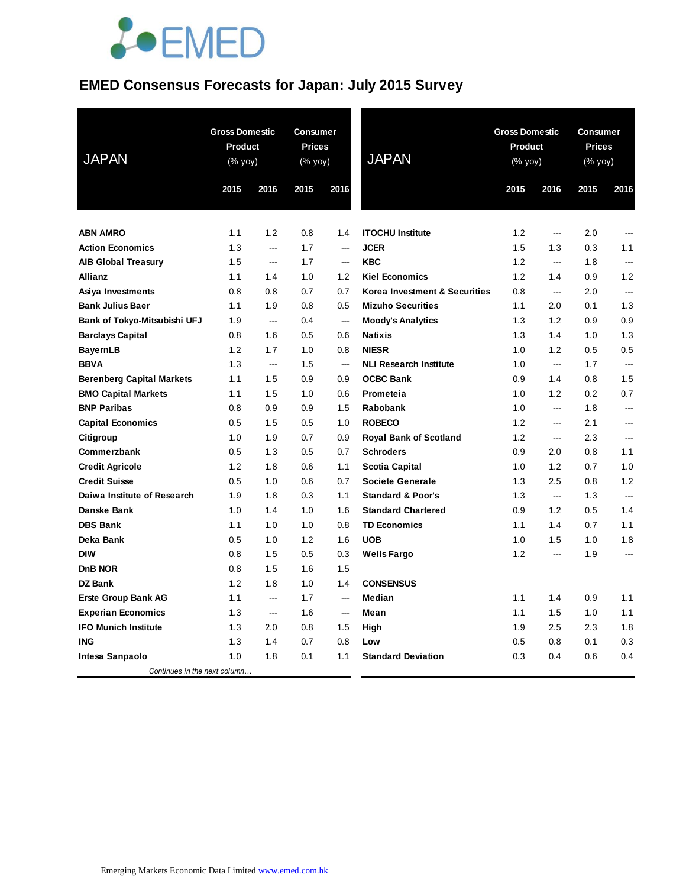EMED

# EMED Consensus Forecasts for Japan: July 2015 Survey

| JAPAN | Gross Domestic Product (% yoy) | | Consumer Prices (% yoy) | |
|---|---|---|---|---|
| | 2015 | 2016 | 2015 | 2016 |
| **ABN AMRO** | 1.1 | 1.2 | 0.8 | 1.4 |
| **Action Economics** | 1.3 | --- | 1.7 | --- |
| **AIB Global Treasury** | 1.5 | --- | 1.7 | --- |
| **Allianz** | 1.1 | 1.4 | 1.0 | 1.2 |
| **Asiya Investments** | 0.8 | 0.8 | 0.7 | 0.7 |
| **Bank Julius Baer** | 1.1 | 1.9 | 0.8 | 0.5 |
| **Bank of Tokyo-Mitsubishi UFJ** | 1.9 | --- | 0.4 | --- |
| **Barclays Capital** | 0.8 | 1.6 | 0.5 | 0.6 |
| **BayernLB** | 1.2 | 1.7 | 1.0 | 0.8 |
| **BBVA** | 1.3 | --- | 1.5 | --- |
| **Berenberg Capital Markets** | 1.1 | 1.5 | 0.9 | 0.9 |
| **BMO Capital Markets** | 1.1 | 1.5 | 1.0 | 0.6 |
| **BNP Paribas** | 0.8 | 0.9 | 0.9 | 1.5 |
| **Capital Economics** | 0.5 | 1.5 | 0.5 | 1.0 |
| **Citigroup** | 1.0 | 1.9 | 0.7 | 0.9 |
| **Commerzbank** | 0.5 | 1.3 | 0.5 | 0.7 |
| **Credit Agricole** | 1.2 | 1.8 | 0.6 | 1.1 |
| **Credit Suisse** | 0.5 | 1.0 | 0.6 | 0.7 |
| **Daiwa Institute of Research** | 1.9 | 1.8 | 0.3 | 1.1 |
| **Danske Bank** | 1.0 | 1.4 | 1.0 | 1.6 |
| **DBS Bank** | 1.1 | 1.0 | 1.0 | 0.8 |
| **Deka Bank** | 0.5 | 1.0 | 1.2 | 1.6 |
| **DIW** | 0.8 | 1.5 | 0.5 | 0.3 |
| **DnB NOR** | 0.8 | 1.5 | 1.6 | 1.5 |
| **DZ Bank** | 1.2 | 1.8 | 1.0 | 1.4 |
| **Erste Group Bank AG** | 1.1 | --- | 1.7 | --- |
| **Experian Economics** | 1.3 | --- | 1.6 | --- |
| **IFO Munich Institute** | 1.3 | 2.0 | 0.8 | 1.5 |
| **ING** | 1.3 | 1.4 | 0.7 | 0.8 |
| **Intesa Sanpaolo** | 1.0 | 1.8 | 0.1 | 1.1 |
| **ITOCHU Institute** | 1.2 | --- | 2.0 | --- |
| **JCER** | 1.5 | 1.3 | 0.3 | 1.1 |
| **KBC** | 1.2 | --- | 1.8 | --- |
| **Kiel Economics** | 1.2 | 1.4 | 0.9 | 1.2 |
| **Korea Investment & Securities** | 0.8 | --- | 2.0 | --- |
| **Mizuho Securities** | 1.1 | 2.0 | 0.1 | 1.3 |
| **Moody's Analytics** | 1.3 | 1.2 | 0.9 | 0.9 |
| **Natixis** | 1.3 | 1.4 | 1.0 | 1.3 |
| **NIESR** | 1.0 | 1.2 | 0.5 | 0.5 |
| **NLI Research Institute** | 1.0 | --- | 1.7 | --- |
| **OCBC Bank** | 0.9 | 1.4 | 0.8 | 1.5 |
| **Prometeia** | 1.0 | 1.2 | 0.2 | 0.7 |
| **Rabobank** | 1.0 | --- | 1.8 | --- |
| **ROBECO** | 1.2 | --- | 2.1 | --- |
| **Royal Bank of Scotland** | 1.2 | --- | 2.3 | --- |
| **Schroders** | 0.9 | 2.0 | 0.8 | 1.1 |
| **Scotia Capital** | 1.0 | 1.2 | 0.7 | 1.0 |
| **Societe Generale** | 1.3 | 2.5 | 0.8 | 1.2 |
| **Standard & Poor's** | 1.3 | --- | 1.3 | --- |
| **Standard Chartered** | 0.9 | 1.2 | 0.5 | 1.4 |
| **TD Economics** | 1.1 | 1.4 | 0.7 | 1.1 |
| **UOB** | 1.0 | 1.5 | 1.0 | 1.8 |
| **Wells Fargo** | 1.2 | --- | 1.9 | --- |
| **CONSENSUS** | | | | |
| **Median** | 1.1 | 1.4 | 0.9 | 1.1 |
| **Mean** | 1.1 | 1.5 | 1.0 | 1.1 |
| **High** | 1.9 | 2.5 | 2.3 | 1.8 |
| **Low** | 0.5 | 0.8 | 0.1 | 0.3 |
| **Standard Deviation** | 0.3 | 0.4 | 0.6 | 0.4 |

Emerging Markets Economic Data Limited www.emed.com.hk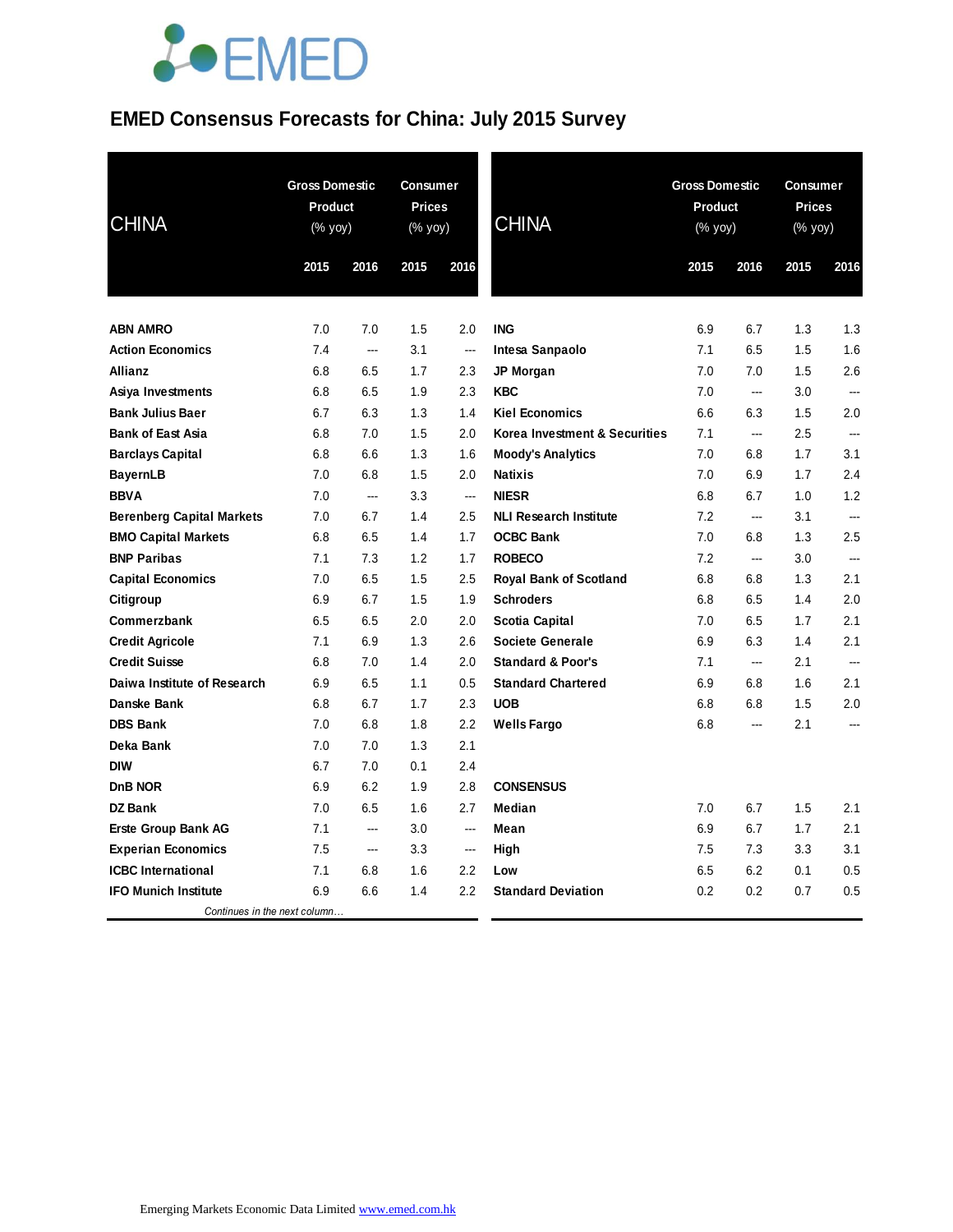# EMED Consensus Forecasts for China: July 2015 Survey

| CHINA | Gross Domestic Product (% yoy) | | Consumer Prices (% yoy) | |
|---|---|---|---|---|
| | 2015 | 2016 | 2015 | 2016 |
| **ABN AMRO** | 7.0 | 7.0 | 1.5 | 2.0 |
| **Action Economics** | 7.4 | --- | 3.1 | --- |
| **Allianz** | 6.8 | 6.5 | 1.7 | 2.3 |
| **Asiya Investments** | 6.8 | 6.5 | 1.9 | 2.3 |
| **Bank Julius Baer** | 6.7 | 6.3 | 1.3 | 1.4 |
| **Bank of East Asia** | 6.8 | 7.0 | 1.5 | 2.0 |
| **Barclays Capital** | 6.8 | 6.6 | 1.3 | 1.6 |
| **BayernLB** | 7.0 | 6.8 | 1.5 | 2.0 |
| **BBVA** | 7.0 | --- | 3.3 | --- |
| **Berenberg Capital Markets** | 7.0 | 6.7 | 1.4 | 2.5 |
| **BMO Capital Markets** | 6.8 | 6.5 | 1.4 | 1.7 |
| **BNP Paribas** | 7.1 | 7.3 | 1.2 | 1.7 |
| **Capital Economics** | 7.0 | 6.5 | 1.5 | 2.5 |
| **Citigroup** | 6.9 | 6.7 | 1.5 | 1.9 |
| **Commerzbank** | 6.5 | 6.5 | 2.0 | 2.0 |
| **Credit Agricole** | 7.1 | 6.9 | 1.3 | 2.6 |
| **Credit Suisse** | 6.8 | 7.0 | 1.4 | 2.0 |
| **Daiwa Institute of Research** | 6.9 | 6.5 | 1.1 | 0.5 |
| **Danske Bank** | 6.8 | 6.7 | 1.7 | 2.3 |
| **DBS Bank** | 7.0 | 6.8 | 1.8 | 2.2 |
| **Deka Bank** | 7.0 | 7.0 | 1.3 | 2.1 |
| **DIW** | 6.7 | 7.0 | 0.1 | 2.4 |
| **DnB NOR** | 6.9 | 6.2 | 1.9 | 2.8 |
| **DZ Bank** | 7.0 | 6.5 | 1.6 | 2.7 |
| **Erste Group Bank AG** | 7.1 | --- | 3.0 | --- |
| **Experian Economics** | 7.5 | --- | 3.3 | --- |
| **ICBC International** | 7.1 | 6.8 | 1.6 | 2.2 |
| **IFO Munich Institute** | 6.9 | 6.6 | 1.4 | 2.2 |
| **ING** | 6.9 | 6.7 | 1.3 | 1.3 |
| **Intesa Sanpaolo** | 7.1 | 6.5 | 1.5 | 1.6 |
| **JP Morgan** | 7.0 | 7.0 | 1.5 | 2.6 |
| **KBC** | 7.0 | --- | 3.0 | --- |
| **Kiel Economics** | 6.6 | 6.3 | 1.5 | 2.0 |
| **Korea Investment & Securities** | 7.1 | --- | 2.5 | --- |
| **Moody's Analytics** | 7.0 | 6.8 | 1.7 | 3.1 |
| **Natixis** | 7.0 | 6.9 | 1.7 | 2.4 |
| **NIESR** | 6.8 | 6.7 | 1.0 | 1.2 |
| **NLI Research Institute** | 7.2 | --- | 3.1 | --- |
| **OCBC Bank** | 7.0 | 6.8 | 1.3 | 2.5 |
| **ROBECO** | 7.2 | --- | 3.0 | --- |
| **Royal Bank of Scotland** | 6.8 | 6.8 | 1.3 | 2.1 |
| **Schroders** | 6.8 | 6.5 | 1.4 | 2.0 |
| **Scotia Capital** | 7.0 | 6.5 | 1.7 | 2.1 |
| **Societe Generale** | 6.9 | 6.3 | 1.4 | 2.1 |
| **Standard & Poor's** | 7.1 | --- | 2.1 | --- |
| **Standard Chartered** | 6.9 | 6.8 | 1.6 | 2.1 |
| **UOB** | 6.8 | 6.8 | 1.5 | 2.0 |
| **Wells Fargo** | 6.8 | --- | 2.1 | --- |
| **CONSENSUS** | | | | |
| **Median** | 7.0 | 6.7 | 1.5 | 2.1 |
| **Mean** | 6.9 | 6.7 | 1.7 | 2.1 |
| **High** | 7.5 | 7.3 | 3.3 | 3.1 |
| **Low** | 6.5 | 6.2 | 0.1 | 0.5 |
| **Standard Deviation** | 0.2 | 0.2 | 0.7 | 0.5 |

Emerging Markets Economic Data Limited www.emed.com.hk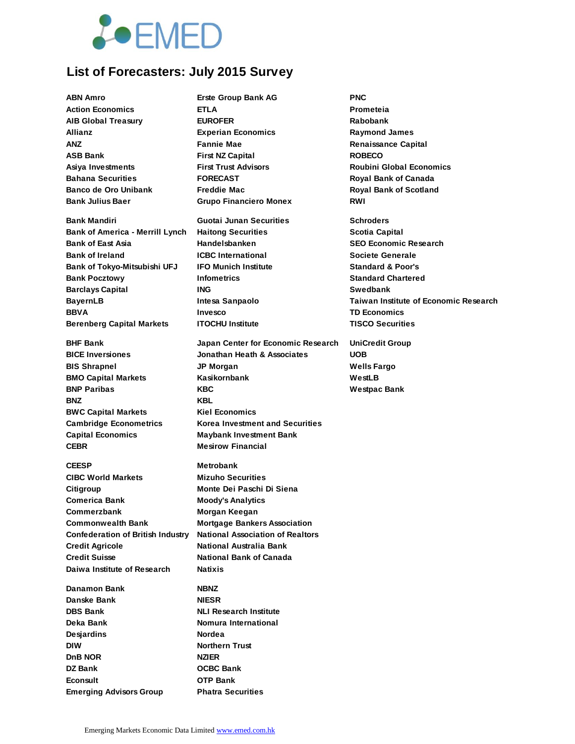EMED

# List of Forecasters: July 2015 Survey

**ABN Amro**
**Action Economics**
**AIB Global Treasury**
**Allianz**
**ANZ**
**ASB Bank**
**Asiya Investments**
**Bahana Securities**
**Banco de Oro Unibank**
**Bank Julius Baer**

**Bank Mandiri**
**Bank of America - Merrill Lynch**
**Bank of East Asia**
**Bank of Ireland**
**Bank of Tokyo-Mitsubishi UFJ**
**Bank Pocztowy**
**Barclays Capital**
**BayernLB**
**BBVA**
**Berenberg Capital Markets**

**BHF Bank**
**BICE Inversiones**
**BIS Shrapnel**
**BMO Capital Markets**
**BNP Paribas**
**BNZ**
**BWC Capital Markets**
**Cambridge Econometrics**
**Capital Economics**
**CEBR**

**CEESP**
**CIBC World Markets**
**Citigroup**
**Comerica Bank**
**Commerzbank**
**Commonwealth Bank**
**Confederation of British Industry**
**Credit Agricole**
**Credit Suisse**
**Daiwa Institute of Research**

**Danamon Bank**
**Danske Bank**
**DBS Bank**
**Deka Bank**
**Desjardins**
**DIW**
**DnB NOR**
**DZ Bank**
**Econsult**
**Emerging Advisors Group**

**Erste Group Bank AG**
**ETLA**
**EUROFER**
**Experian Economics**
**Fannie Mae**
**First NZ Capital**
**First Trust Advisors**
**FORECAST**
**Freddie Mac**
**Grupo Financiero Monex**

**Guotai Junan Securities**
**Haitong Securities**
**Handelsbanken**
**ICBC International**
**IFO Munich Institute**
**Infometrics**
**ING**
**Intesa Sanpaolo**
**Invesco**
**ITOCHU Institute**

**Japan Center for Economic Research**
**Jonathan Heath & Associates**
**JP Morgan**
**Kasikornbank**
**KBC**
**KBL**
**Kiel Economics**
**Korea Investment and Securities**
**Maybank Investment Bank**
**Mesirow Financial**

**Metrobank**
**Mizuho Securities**
**Monte Dei Paschi Di Siena**
**Moody's Analytics**
**Morgan Keegan**
**Mortgage Bankers Association**
**National Association of Realtors**
**National Australia Bank**
**National Bank of Canada**
**Natixis**

**NBNZ**
**NIESR**
**NLI Research Institute**
**Nomura International**
**Nordea**
**Northern Trust**
**NZIER**
**OCBC Bank**
**OTP Bank**
**Phatra Securities**

**PNC**
**Prometeia**
**Rabobank**
**Raymond James**
**Renaissance Capital**
**ROBECO**
**Roubini Global Economics**
**Royal Bank of Canada**
**Royal Bank of Scotland**
**RWI**

**Schroders**
**Scotia Capital**
**SEO Economic Research**
**Societe Generale**
**Standard & Poor's**
**Standard Chartered**
**Swedbank**
**Taiwan Institute of Economic Research**
**TD Economics**
**TISCO Securities**

**UniCredit Group**
**UOB**
**Wells Fargo**
**WestLB**
**Westpac Bank**

Emerging Markets Economic Data Limited www.emed.com.hk